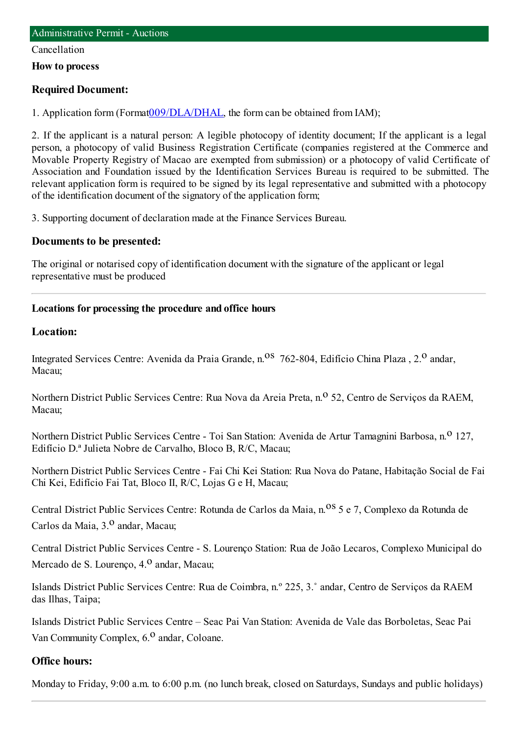## Administrative Permit - Auctions

Cancellation

**How to process**

### Required Document:

1. Application form (Format009/DLA/DHAL, the form can be obtained from IAM);

2. If the applicant is a natural person: A legible photocopy of identity document; If the applicant is a legal person, a photocopy of valid Business Registration Certificate (companies registered at the Commerce and Movable Property Registry of Macao are exempted from submission) or a photocopy of valid Certificate of Association and Foundation issued by the Identification Services Bureau is required to be submitted. The relevant application form is required to be signed by its legal representative and submitted with a photocopy of the identification document of the signatory of the application form;

3. Supporting document of declaration made at the Finance Services Bureau.

### Documents to be presented:

The original or notarised copy of identification document with the signature of the applicant or legal representative must be produced

---

**Locations for processing the procedure and office hours**

### Location:

Integrated Services Centre: Avenida da Praia Grande, n.os 762-804, Edifício China Plaza , 2.o andar, Macau;

Northern District Public Services Centre: Rua Nova da Areia Preta, n.o 52, Centro de Serviços da RAEM, Macau;

Northern District Public Services Centre - Toi San Station: Avenida de Artur Tamagnini Barbosa, n.o 127, Edifício D.ª Julieta Nobre de Carvalho, Bloco B, R/C, Macau;

Northern District Public Services Centre - Fai Chi Kei Station: Rua Nova do Patane, Habitação Social de Fai Chi Kei, Edifício Fai Tat, Bloco II, R/C, Lojas G e H, Macau;

Central District Public Services Centre: Rotunda de Carlos da Maia, n.os 5 e 7, Complexo da Rotunda de Carlos da Maia, 3.o andar, Macau;

Central District Public Services Centre - S. Lourenço Station: Rua de João Lecaros, Complexo Municipal do Mercado de S. Lourenço, 4.o andar, Macau;

Islands District Public Services Centre: Rua de Coimbra, n.º 225, 3.˚ andar, Centro de Serviços da RAEM das Ilhas, Taipa;

Islands District Public Services Centre – Seac Pai Van Station: Avenida de Vale das Borboletas, Seac Pai Van Community Complex, 6.o andar, Coloane.

### Office hours:

Monday to Friday, 9:00 a.m. to 6:00 p.m. (no lunch break, closed on Saturdays, Sundays and public holidays)

---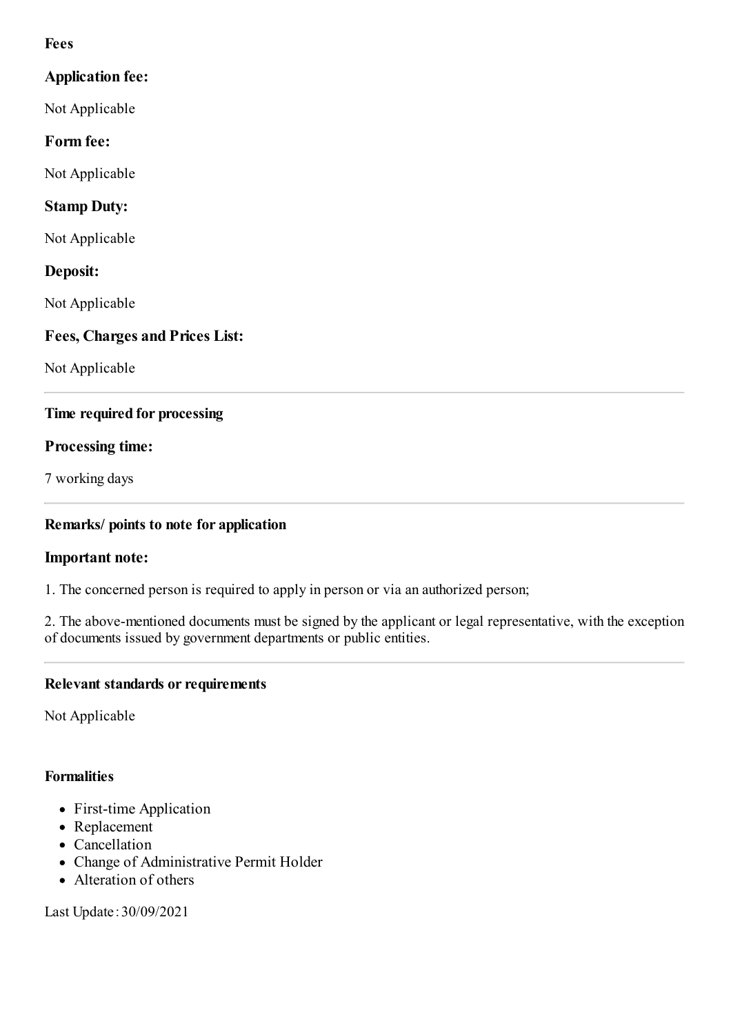## Fees

### Application fee:

Not Applicable

### Form fee:

Not Applicable

### Stamp Duty:

Not Applicable

### Deposit:

Not Applicable

### Fees, Charges and Prices List:

Not Applicable

---

## Time required for processing

### Processing time:

7 working days

---

## Remarks/ points to note for application

### Important note:

1. The concerned person is required to apply in person or via an authorized person;

2. The above-mentioned documents must be signed by the applicant or legal representative, with the exception of documents issued by government departments or public entities.

---

## Relevant standards or requirements

Not Applicable

## Formalities

- First-time Application
- Replacement
- Cancellation
- Change of Administrative Permit Holder
- Alteration of others

Last Update: 30/09/2021